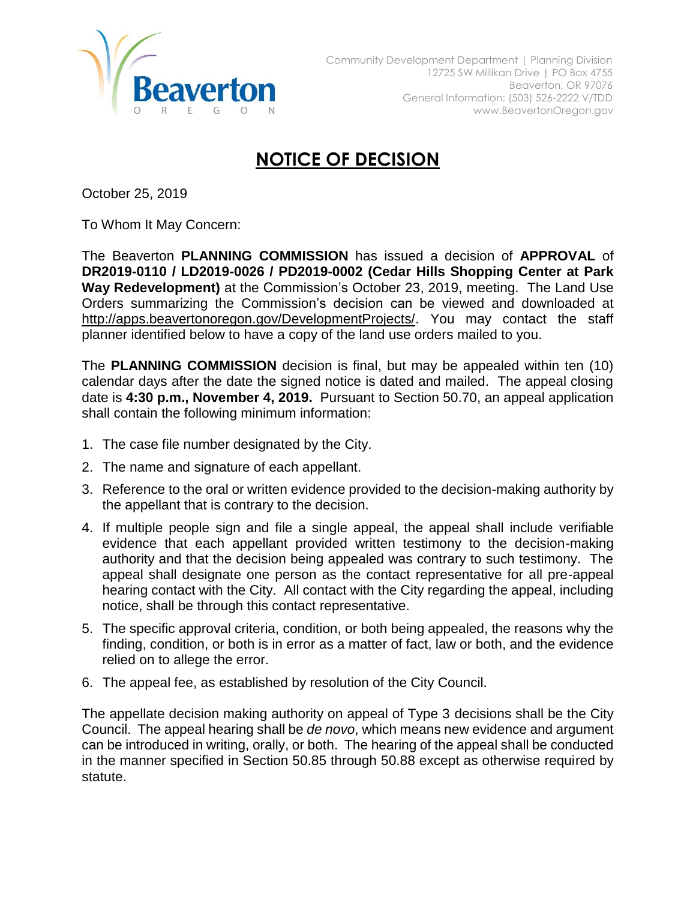Community Development Department | Planning Division
12725 SW Millikan Drive | PO Box 4755
Beaverton, OR 97076
General Information: (503) 526-2222 V/TDD
www.BeavertonOregon.gov

# NOTICE OF DECISION

October 25, 2019

To Whom It May Concern:

The Beaverton **PLANNING COMMISSION** has issued a decision of **APPROVAL** of **DR2019-0110 / LD2019-0026 / PD2019-0002 (Cedar Hills Shopping Center at Park Way Redevelopment)** at the Commission's October 23, 2019, meeting. The Land Use Orders summarizing the Commission's decision can be viewed and downloaded at http://apps.beavertonoregon.gov/DevelopmentProjects/. You may contact the staff planner identified below to have a copy of the land use orders mailed to you.

The **PLANNING COMMISSION** decision is final, but may be appealed within ten (10) calendar days after the date the signed notice is dated and mailed. The appeal closing date is **4:30 p.m., November 4, 2019.** Pursuant to Section 50.70, an appeal application shall contain the following minimum information:

1. The case file number designated by the City.
2. The name and signature of each appellant.
3. Reference to the oral or written evidence provided to the decision-making authority by the appellant that is contrary to the decision.
4. If multiple people sign and file a single appeal, the appeal shall include verifiable evidence that each appellant provided written testimony to the decision-making authority and that the decision being appealed was contrary to such testimony. The appeal shall designate one person as the contact representative for all pre-appeal hearing contact with the City. All contact with the City regarding the appeal, including notice, shall be through this contact representative.
5. The specific approval criteria, condition, or both being appealed, the reasons why the finding, condition, or both is in error as a matter of fact, law or both, and the evidence relied on to allege the error.
6. The appeal fee, as established by resolution of the City Council.

The appellate decision making authority on appeal of Type 3 decisions shall be the City Council. The appeal hearing shall be *de novo*, which means new evidence and argument can be introduced in writing, orally, or both. The hearing of the appeal shall be conducted in the manner specified in Section 50.85 through 50.88 except as otherwise required by statute.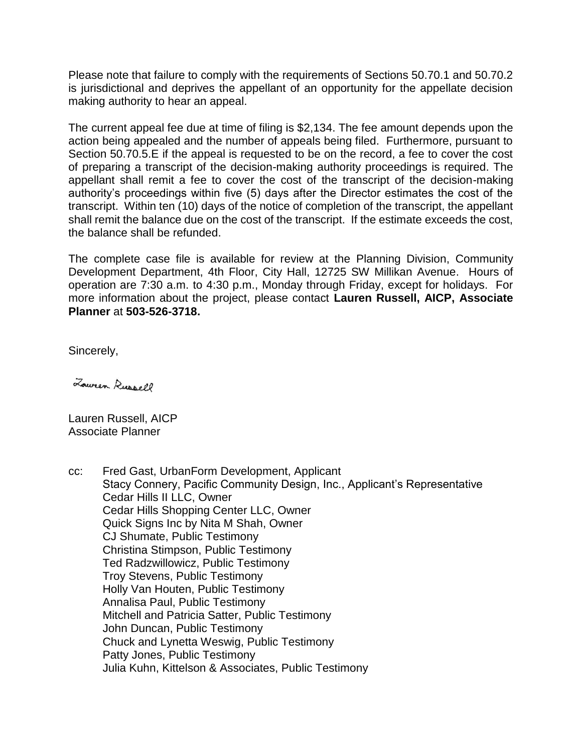Please note that failure to comply with the requirements of Sections 50.70.1 and 50.70.2 is jurisdictional and deprives the appellant of an opportunity for the appellate decision making authority to hear an appeal.

The current appeal fee due at time of filing is $2,134. The fee amount depends upon the action being appealed and the number of appeals being filed. Furthermore, pursuant to Section 50.70.5.E if the appeal is requested to be on the record, a fee to cover the cost of preparing a transcript of the decision-making authority proceedings is required. The appellant shall remit a fee to cover the cost of the transcript of the decision-making authority's proceedings within five (5) days after the Director estimates the cost of the transcript. Within ten (10) days of the notice of completion of the transcript, the appellant shall remit the balance due on the cost of the transcript. If the estimate exceeds the cost, the balance shall be refunded.

The complete case file is available for review at the Planning Division, Community Development Department, 4th Floor, City Hall, 12725 SW Millikan Avenue. Hours of operation are 7:30 a.m. to 4:30 p.m., Monday through Friday, except for holidays. For more information about the project, please contact **Lauren Russell, AICP, Associate Planner** at **503-526-3718.**

Sincerely,

Lauren Russell

Lauren Russell, AICP
Associate Planner

cc: Fred Gast, UrbanForm Development, Applicant
Stacy Connery, Pacific Community Design, Inc., Applicant's Representative
Cedar Hills II LLC, Owner
Cedar Hills Shopping Center LLC, Owner
Quick Signs Inc by Nita M Shah, Owner
CJ Shumate, Public Testimony
Christina Stimpson, Public Testimony
Ted Radzwillowicz, Public Testimony
Troy Stevens, Public Testimony
Holly Van Houten, Public Testimony
Annalisa Paul, Public Testimony
Mitchell and Patricia Satter, Public Testimony
John Duncan, Public Testimony
Chuck and Lynetta Weswig, Public Testimony
Patty Jones, Public Testimony
Julia Kuhn, Kittelson & Associates, Public Testimony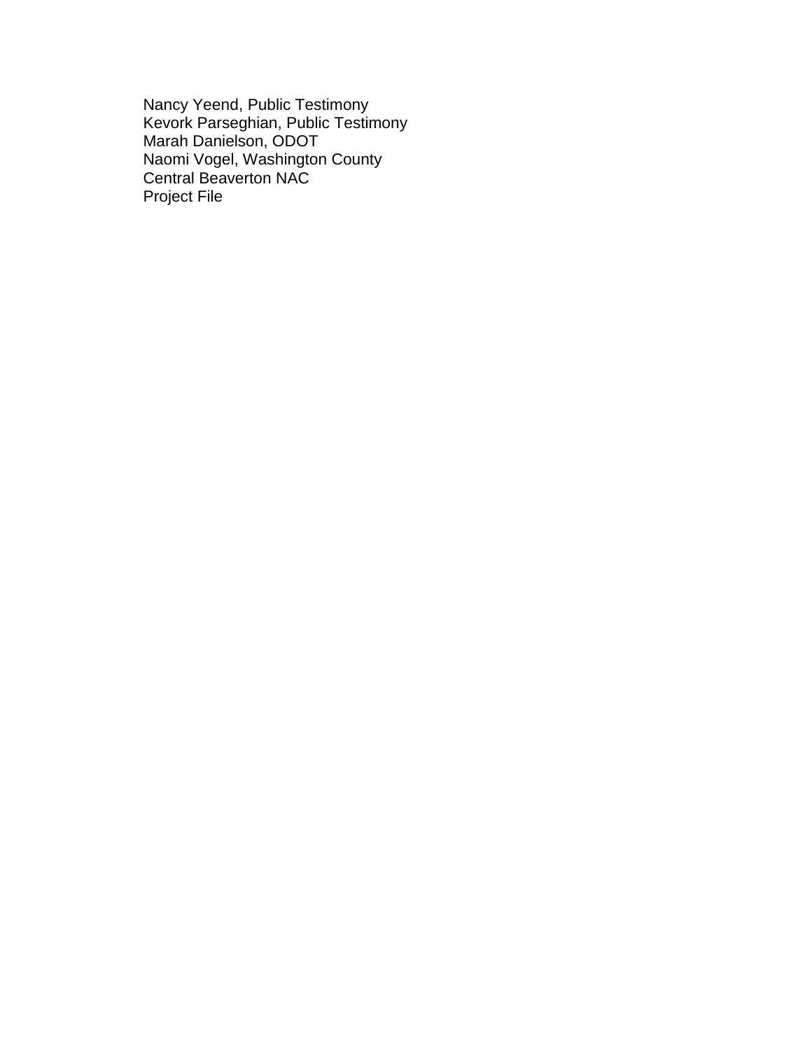Nancy Yeend, Public Testimony
Kevork Parseghian, Public Testimony
Marah Danielson, ODOT
Naomi Vogel, Washington County
Central Beaverton NAC
Project File